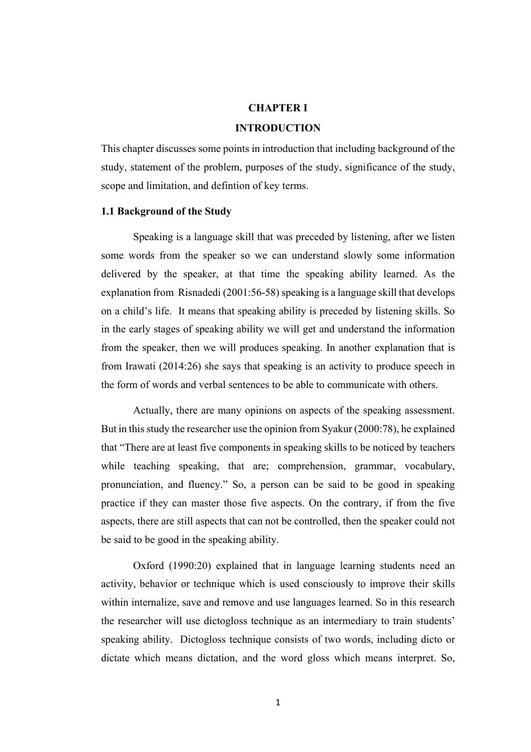# CHAPTER I

# INTRODUCTION

This chapter discusses some points in introduction that including background of the study, statement of the problem, purposes of the study, significance of the study, scope and limitation, and defintion of key terms.

## 1.1 Background of the Study

Speaking is a language skill that was preceded by listening, after we listen some words from the speaker so we can understand slowly some information delivered by the speaker, at that time the speaking ability learned. As the explanation from Risnadedi (2001:56-58) speaking is a language skill that develops on a child's life. It means that speaking ability is preceded by listening skills. So in the early stages of speaking ability we will get and understand the information from the speaker, then we will produces speaking. In another explanation that is from Irawati (2014:26) she says that speaking is an activity to produce speech in the form of words and verbal sentences to be able to communicate with others.

Actually, there are many opinions on aspects of the speaking assessment. But in this study the researcher use the opinion from Syakur (2000:78), he explained that "There are at least five components in speaking skills to be noticed by teachers while teaching speaking, that are; comprehension, grammar, vocabulary, pronunciation, and fluency." So, a person can be said to be good in speaking practice if they can master those five aspects. On the contrary, if from the five aspects, there are still aspects that can not be controlled, then the speaker could not be said to be good in the speaking ability.

Oxford (1990:20) explained that in language learning students need an activity, behavior or technique which is used consciously to improve their skills within internalize, save and remove and use languages learned. So in this research the researcher will use dictogloss technique as an intermediary to train students' speaking ability. Dictogloss technique consists of two words, including dicto or dictate which means dictation, and the word gloss which means interpret. So,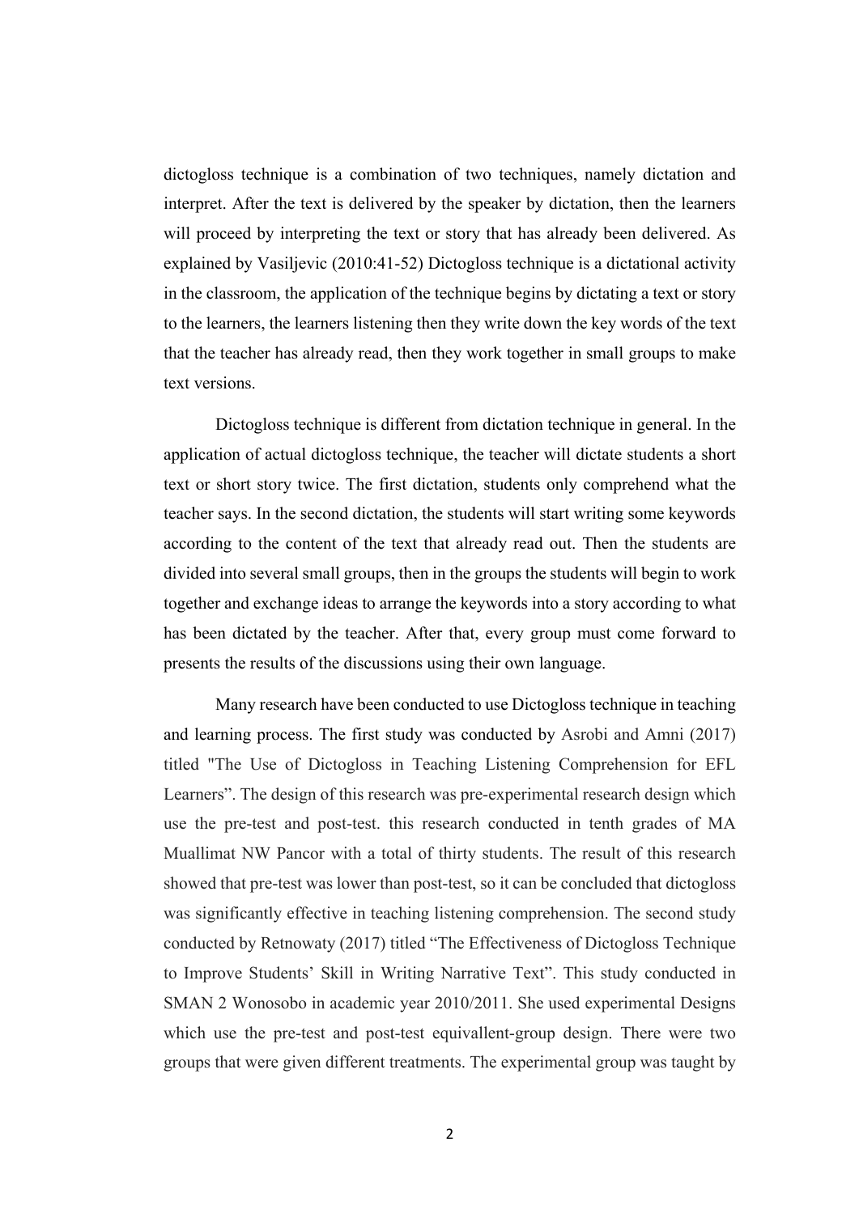dictogloss technique is a combination of two techniques, namely dictation and interpret. After the text is delivered by the speaker by dictation, then the learners will proceed by interpreting the text or story that has already been delivered. As explained by Vasiljevic (2010:41-52) Dictogloss technique is a dictational activity in the classroom, the application of the technique begins by dictating a text or story to the learners, the learners listening then they write down the key words of the text that the teacher has already read, then they work together in small groups to make text versions.

Dictogloss technique is different from dictation technique in general. In the application of actual dictogloss technique, the teacher will dictate students a short text or short story twice. The first dictation, students only comprehend what the teacher says. In the second dictation, the students will start writing some keywords according to the content of the text that already read out. Then the students are divided into several small groups, then in the groups the students will begin to work together and exchange ideas to arrange the keywords into a story according to what has been dictated by the teacher. After that, every group must come forward to presents the results of the discussions using their own language.

Many research have been conducted to use Dictogloss technique in teaching and learning process. The first study was conducted by Asrobi and Amni (2017) titled "The Use of Dictogloss in Teaching Listening Comprehension for EFL Learners". The design of this research was pre-experimental research design which use the pre-test and post-test. this research conducted in tenth grades of MA Muallimat NW Pancor with a total of thirty students. The result of this research showed that pre-test was lower than post-test, so it can be concluded that dictogloss was significantly effective in teaching listening comprehension. The second study conducted by Retnowaty (2017) titled "The Effectiveness of Dictogloss Technique to Improve Students' Skill in Writing Narrative Text". This study conducted in SMAN 2 Wonosobo in academic year 2010/2011. She used experimental Designs which use the pre-test and post-test equivallent-group design. There were two groups that were given different treatments. The experimental group was taught by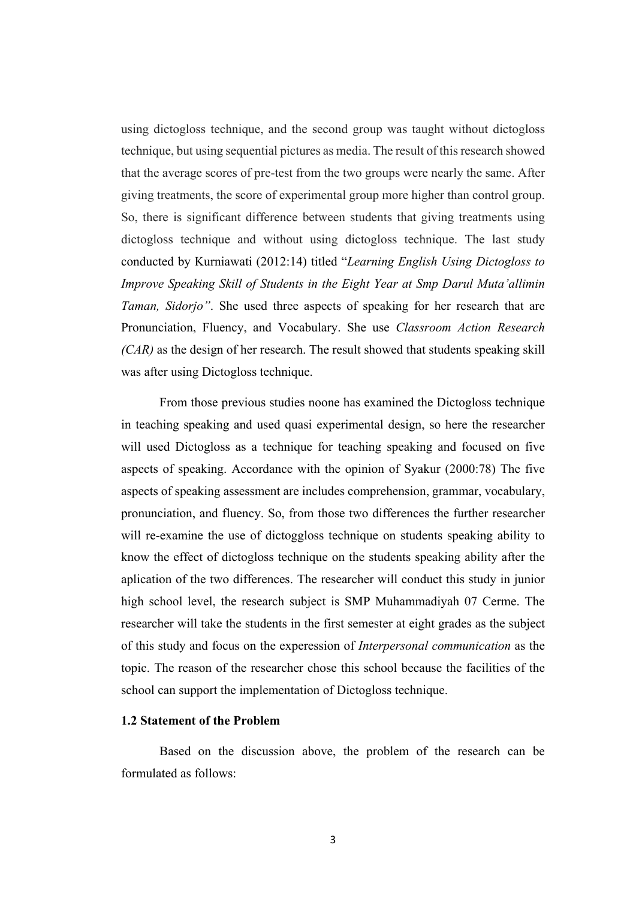using dictogloss technique, and the second group was taught without dictogloss technique, but using sequential pictures as media. The result of this research showed that the average scores of pre-test from the two groups were nearly the same. After giving treatments, the score of experimental group more higher than control group. So, there is significant difference between students that giving treatments using dictogloss technique and without using dictogloss technique. The last study conducted by Kurniawati (2012:14) titled "*Learning English Using Dictogloss to Improve Speaking Skill of Students in the Eight Year at Smp Darul Muta'allimin Taman, Sidorjo"*. She used three aspects of speaking for her research that are Pronunciation, Fluency, and Vocabulary. She use *Classroom Action Research (CAR)* as the design of her research. The result showed that students speaking skill was after using Dictogloss technique.

From those previous studies noone has examined the Dictogloss technique in teaching speaking and used quasi experimental design, so here the researcher will used Dictogloss as a technique for teaching speaking and focused on five aspects of speaking. Accordance with the opinion of Syakur (2000:78) The five aspects of speaking assessment are includes comprehension, grammar, vocabulary, pronunciation, and fluency. So, from those two differences the further researcher will re-examine the use of dictoggloss technique on students speaking ability to know the effect of dictogloss technique on the students speaking ability after the aplication of the two differences. The researcher will conduct this study in junior high school level, the research subject is SMP Muhammadiyah 07 Cerme. The researcher will take the students in the first semester at eight grades as the subject of this study and focus on the experession of *Interpersonal communication* as the topic. The reason of the researcher chose this school because the facilities of the school can support the implementation of Dictogloss technique.

### 1.2 Statement of the Problem

Based on the discussion above, the problem of the research can be formulated as follows: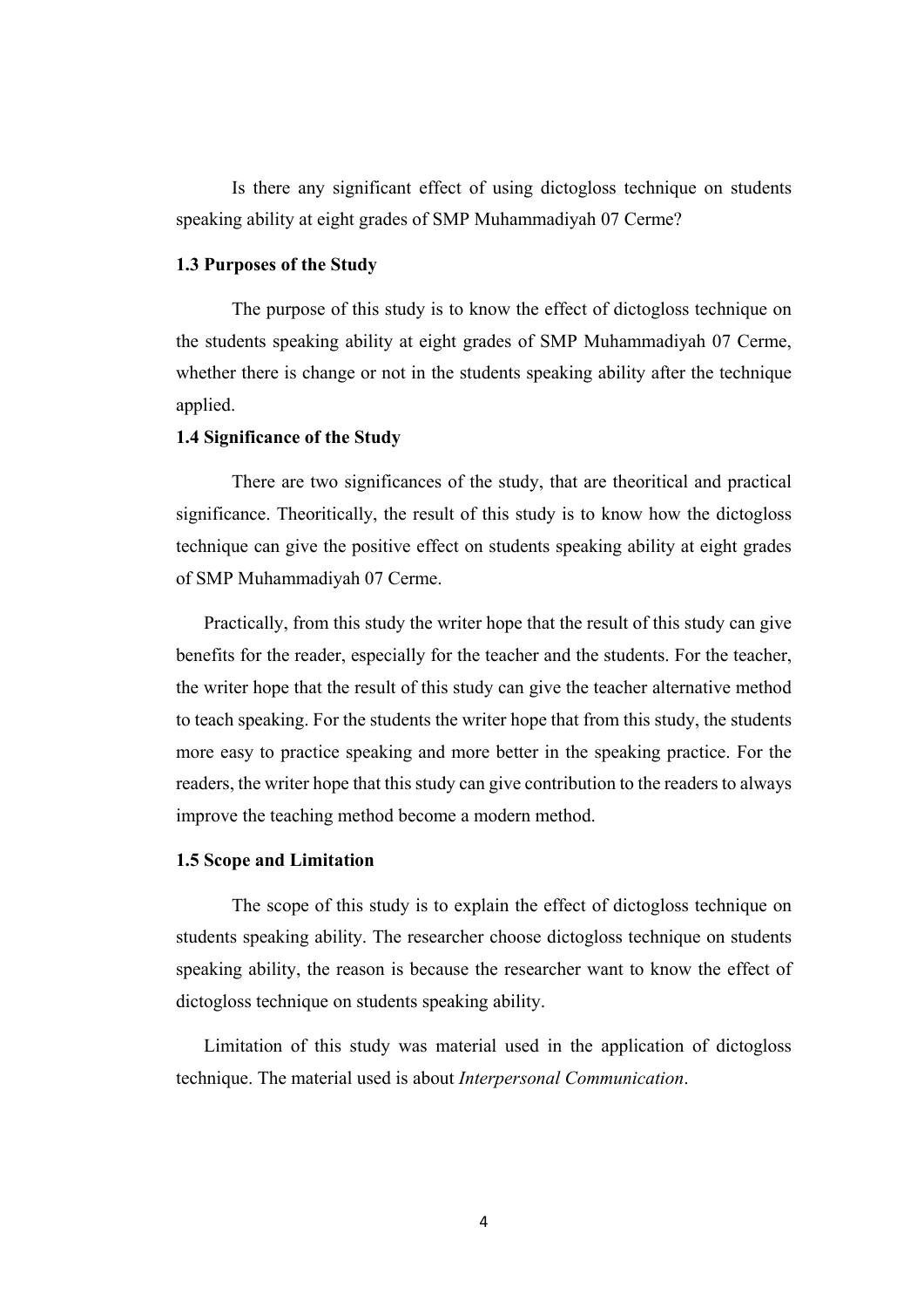Is there any significant effect of using dictogloss technique on students speaking ability at eight grades of SMP Muhammadiyah 07 Cerme?

### 1.3 Purposes of the Study

The purpose of this study is to know the effect of dictogloss technique on the students speaking ability at eight grades of SMP Muhammadiyah 07 Cerme, whether there is change or not in the students speaking ability after the technique applied.

### 1.4 Significance of the Study

There are two significances of the study, that are theoritical and practical significance. Theoritically, the result of this study is to know how the dictogloss technique can give the positive effect on students speaking ability at eight grades of SMP Muhammadiyah 07 Cerme.

Practically, from this study the writer hope that the result of this study can give benefits for the reader, especially for the teacher and the students. For the teacher, the writer hope that the result of this study can give the teacher alternative method to teach speaking. For the students the writer hope that from this study, the students more easy to practice speaking and more better in the speaking practice. For the readers, the writer hope that this study can give contribution to the readers to always improve the teaching method become a modern method.

### 1.5 Scope and Limitation

The scope of this study is to explain the effect of dictogloss technique on students speaking ability. The researcher choose dictogloss technique on students speaking ability, the reason is because the researcher want to know the effect of dictogloss technique on students speaking ability.

Limitation of this study was material used in the application of dictogloss technique. The material used is about *Interpersonal Communication*.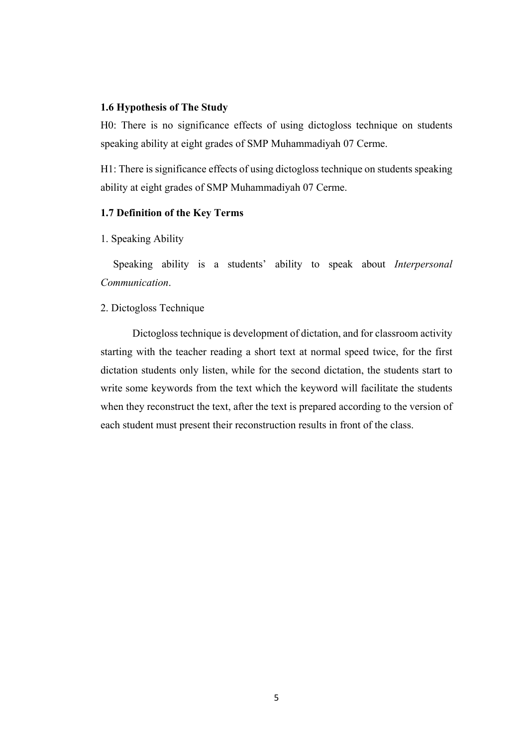### 1.6 Hypothesis of The Study

H0: There is no significance effects of using dictogloss technique on students speaking ability at eight grades of SMP Muhammadiyah 07 Cerme.

H1: There is significance effects of using dictogloss technique on students speaking ability at eight grades of SMP Muhammadiyah 07 Cerme.

### 1.7 Definition of the Key Terms

1. Speaking Ability

Speaking ability is a students' ability to speak about *Interpersonal Communication*.

2. Dictogloss Technique

Dictogloss technique is development of dictation, and for classroom activity starting with the teacher reading a short text at normal speed twice, for the first dictation students only listen, while for the second dictation, the students start to write some keywords from the text which the keyword will facilitate the students when they reconstruct the text, after the text is prepared according to the version of each student must present their reconstruction results in front of the class.